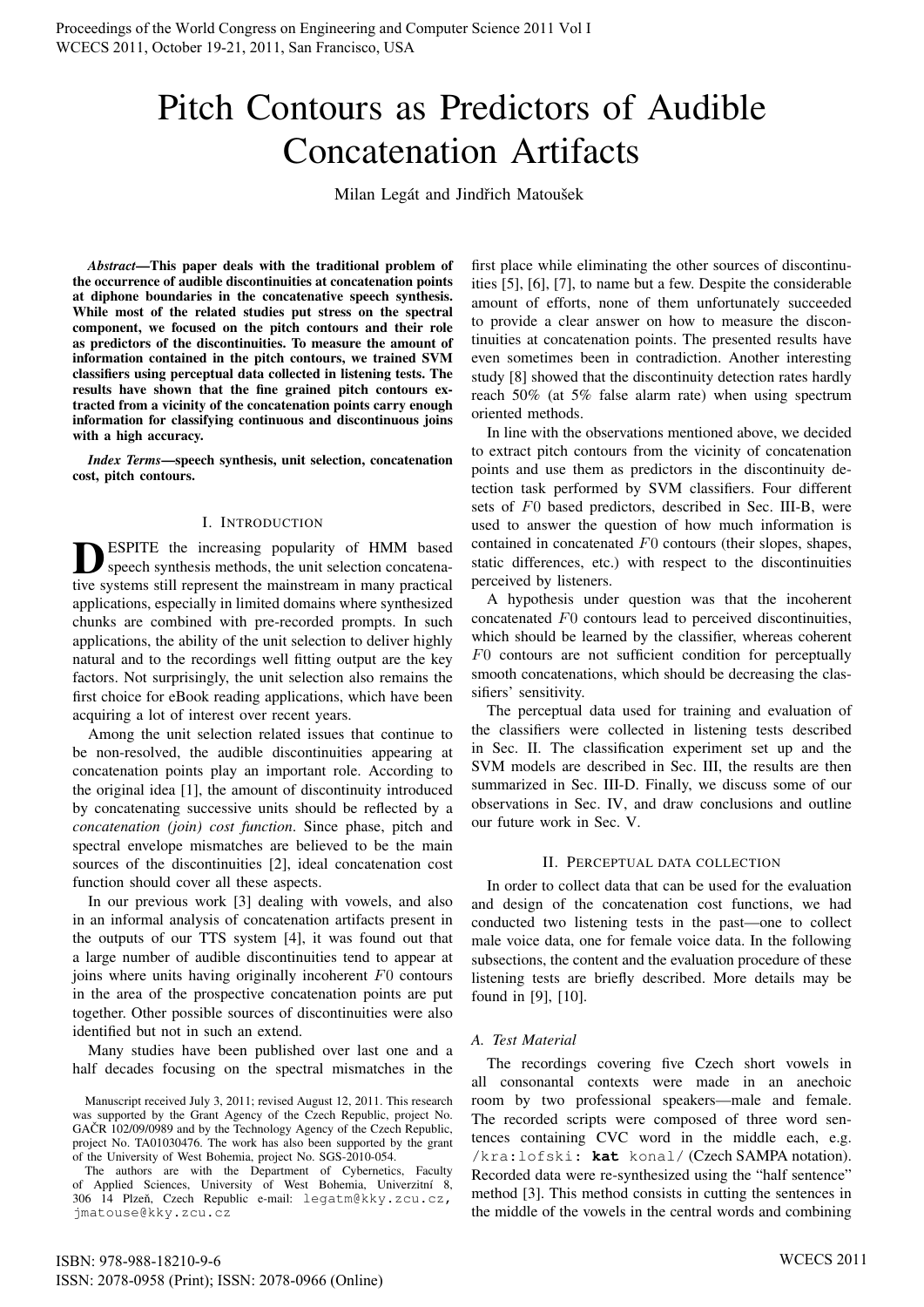# Pitch Contours as Predictors of Audible Concatenation Artifacts

Milan Legát and Jindřich Matoušek

***Abstract*—This paper deals with the traditional problem of the occurrence of audible discontinuities at concatenation points at diphone boundaries in the concatenative speech synthesis. While most of the related studies put stress on the spectral component, we focused on the pitch contours and their role as predictors of the discontinuities. To measure the amount of information contained in the pitch contours, we trained SVM classifiers using perceptual data collected in listening tests. The results have shown that the fine grained pitch contours extracted from a vicinity of the concatenation points carry enough information for classifying continuous and discontinuous joins with a high accuracy.**

***Index Terms*—speech synthesis, unit selection, concatenation cost, pitch contours.**

## I. Introduction

DESPITE the increasing popularity of HMM based speech synthesis methods, the unit selection concatenative systems still represent the mainstream in many practical applications, especially in limited domains where synthesized chunks are combined with pre-recorded prompts. In such applications, the ability of the unit selection to deliver highly natural and to the recordings well fitting output are the key factors. Not surprisingly, the unit selection also remains the first choice for eBook reading applications, which have been acquiring a lot of interest over recent years.

Among the unit selection related issues that continue to be non-resolved, the audible discontinuities appearing at concatenation points play an important role. According to the original idea [1], the amount of discontinuity introduced by concatenating successive units should be reflected by a *concatenation (join) cost function*. Since phase, pitch and spectral envelope mismatches are believed to be the main sources of the discontinuities [2], ideal concatenation cost function should cover all these aspects.

In our previous work [3] dealing with vowels, and also in an informal analysis of concatenation artifacts present in the outputs of our TTS system [4], it was found out that a large number of audible discontinuities tend to appear at joins where units having originally incoherent $F0$ contours in the area of the prospective concatenation points are put together. Other possible sources of discontinuities were also identified but not in such an extend.

Many studies have been published over last one and a half decades focusing on the spectral mismatches in the first place while eliminating the other sources of discontinuities [5], [6], [7], to name but a few. Despite the considerable amount of efforts, none of them unfortunately succeeded to provide a clear answer on how to measure the discontinuities at concatenation points. The presented results have even sometimes been in contradiction. Another interesting study [8] showed that the discontinuity detection rates hardly reach 50% (at 5% false alarm rate) when using spectrum oriented methods.

In line with the observations mentioned above, we decided to extract pitch contours from the vicinity of concatenation points and use them as predictors in the discontinuity detection task performed by SVM classifiers. Four different sets of $F0$ based predictors, described in Sec. III-B, were used to answer the question of how much information is contained in concatenated $F0$ contours (their slopes, shapes, static differences, etc.) with respect to the discontinuities perceived by listeners.

A hypothesis under question was that the incoherent concatenated $F0$ contours lead to perceived discontinuities, which should be learned by the classifier, whereas coherent $F0$ contours are not sufficient condition for perceptually smooth concatenations, which should be decreasing the classifiers' sensitivity.

The perceptual data used for training and evaluation of the classifiers were collected in listening tests described in Sec. II. The classification experiment set up and the SVM models are described in Sec. III, the results are then summarized in Sec. III-D. Finally, we discuss some of our observations in Sec. IV, and draw conclusions and outline our future work in Sec. V.

## II. Perceptual data collection

In order to collect data that can be used for the evaluation and design of the concatenation cost functions, we had conducted two listening tests in the past—one to collect male voice data, one for female voice data. In the following subsections, the content and the evaluation procedure of these listening tests are briefly described. More details may be found in [9], [10].

### A. Test Material

The recordings covering five Czech short vowels in all consonantal contexts were made in an anechoic room by two professional speakers—male and female. The recorded scripts were composed of three word sentences containing CVC word in the middle each, e.g. `/kra:lofski: kat konal/` (Czech SAMPA notation). Recorded data were re-synthesized using the "half sentence" method [3]. This method consists in cutting the sentences in the middle of the vowels in the central words and combining

Manuscript received July 3, 2011; revised August 12, 2011. This research was supported by the Grant Agency of the Czech Republic, project No. GAČR 102/09/0989 and by the Technology Agency of the Czech Republic, project No. TA01030476. The work has also been supported by the grant of the University of West Bohemia, project No. SGS-2010-054.

The authors are with the Department of Cybernetics, Faculty of Applied Sciences, University of West Bohemia, Univerzitní 8, 306 14 Plzeň, Czech Republic e-mail: legatm@kky.zcu.cz, jmatouse@kky.zcu.cz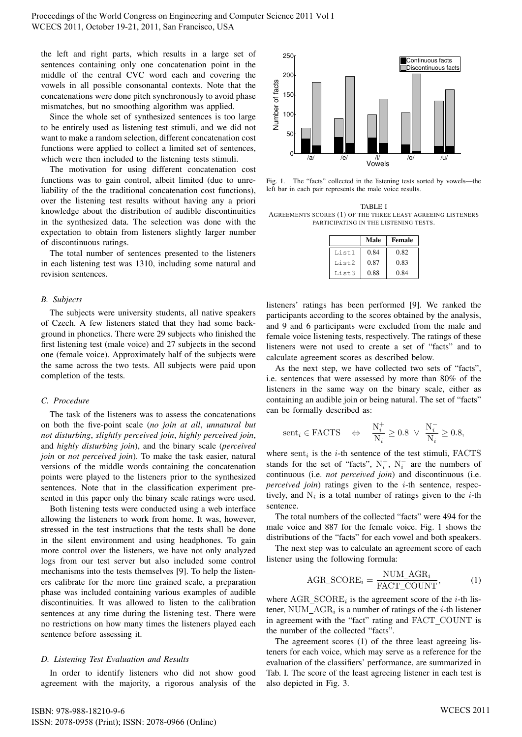the left and right parts, which results in a large set of sentences containing only one concatenation point in the middle of the central CVC word each and covering the vowels in all possible consonantal contexts. Note that the concatenations were done pitch synchronously to avoid phase mismatches, but no smoothing algorithm was applied.

Since the whole set of synthesized sentences is too large to be entirely used as listening test stimuli, and we did not want to make a random selection, different concatenation cost functions were applied to collect a limited set of sentences, which were then included to the listening tests stimuli.

The motivation for using different concatenation cost functions was to gain control, albeit limited (due to unreliability of the the traditional concatenation cost functions), over the listening test results without having any a priori knowledge about the distribution of audible discontinuities in the synthesized data. The selection was done with the expectation to obtain from listeners slightly larger number of discontinuous ratings.

The total number of sentences presented to the listeners in each listening test was 1310, including some natural and revision sentences.

### B. Subjects

The subjects were university students, all native speakers of Czech. A few listeners stated that they had some background in phonetics. There were 29 subjects who finished the first listening test (male voice) and 27 subjects in the second one (female voice). Approximately half of the subjects were the same across the two tests. All subjects were paid upon completion of the tests.

### C. Procedure

The task of the listeners was to assess the concatenations on both the five-point scale (*no join at all*, *unnatural but not disturbing*, *slightly perceived join*, *highly perceived join*, and *highly disturbing join*), and the binary scale (*perceived join* or *not perceived join*). To make the task easier, natural versions of the middle words containing the concatenation points were played to the listeners prior to the synthesized sentences. Note that in the classification experiment presented in this paper only the binary scale ratings were used.

Both listening tests were conducted using a web interface allowing the listeners to work from home. It was, however, stressed in the test instructions that the tests shall be done in the silent environment and using headphones. To gain more control over the listeners, we have not only analyzed logs from our test server but also included some control mechanisms into the tests themselves [9]. To help the listeners calibrate for the more fine grained scale, a preparation phase was included containing various examples of audible discontinuities. It was allowed to listen to the calibration sentences at any time during the listening test. There were no restrictions on how many times the listeners played each sentence before assessing it.

### D. Listening Test Evaluation and Results

In order to identify listeners who did not show good agreement with the majority, a rigorous analysis of the listeners' ratings has been performed [9]. We ranked the participants according to the scores obtained by the analysis, and 9 and 6 participants were excluded from the male and female voice listening tests, respectively. The ratings of these listeners were not used to create a set of "facts" and to calculate agreement scores as described below.

Fig. 1. The "facts" collected in the listening tests sorted by vowels—the left bar in each pair represents the male voice results.

TABLE I
AGREEMENTS SCORES (1) OF THE THREE LEAST AGREEING LISTENERS PARTICIPATING IN THE LISTENING TESTS.

| | **Male** | **Female** |
|---|---|---|
| List1 | 0.84 | 0.82 |
| List2 | 0.87 | 0.83 |
| List3 | 0.88 | 0.84 |

As the next step, we have collected two sets of "facts", i.e. sentences that were assessed by more than 80% of the listeners in the same way on the binary scale, either as containing an audible join or being natural. The set of "facts" can be formally described as:

$$\mathrm{sent}_i \in \mathrm{FACTS} \quad \Leftrightarrow \quad \frac{\mathrm{N}_i^+}{\mathrm{N}_i} \geq 0.8 \ \vee \ \frac{\mathrm{N}_i^-}{\mathrm{N}_i} \geq 0.8,$$

where $\mathrm{sent}_i$ is the $i$-th sentence of the test stimuli, FACTS stands for the set of "facts", $\mathrm{N}_i^+$, $\mathrm{N}_i^-$ are the numbers of continuous (i.e. *not perceived join*) and discontinuous (i.e. *perceived join*) ratings given to the $i$-th sentence, respectively, and $\mathrm{N}_i$ is a total number of ratings given to the $i$-th sentence.

The total numbers of the collected "facts" were 494 for the male voice and 887 for the female voice. Fig. 1 shows the distributions of the "facts" for each vowel and both speakers.

The next step was to calculate an agreement score of each listener using the following formula:

$$\mathrm{AGR\_SCORE}_i = \frac{\mathrm{NUM\_AGR}_i}{\mathrm{FACT\_COUNT}}, \qquad (1)$$

where $\mathrm{AGR\_SCORE}_i$ is the agreement score of the $i$-th listener, $\mathrm{NUM\_AGR}_i$ is a number of ratings of the $i$-th listener in agreement with the "fact" rating and FACT_COUNT is the number of the collected "facts".

The agreement scores (1) of the three least agreeing listeners for each voice, which may serve as a reference for the evaluation of the classifiers' performance, are summarized in Tab. I. The score of the least agreeing listener in each test is also depicted in Fig. 3.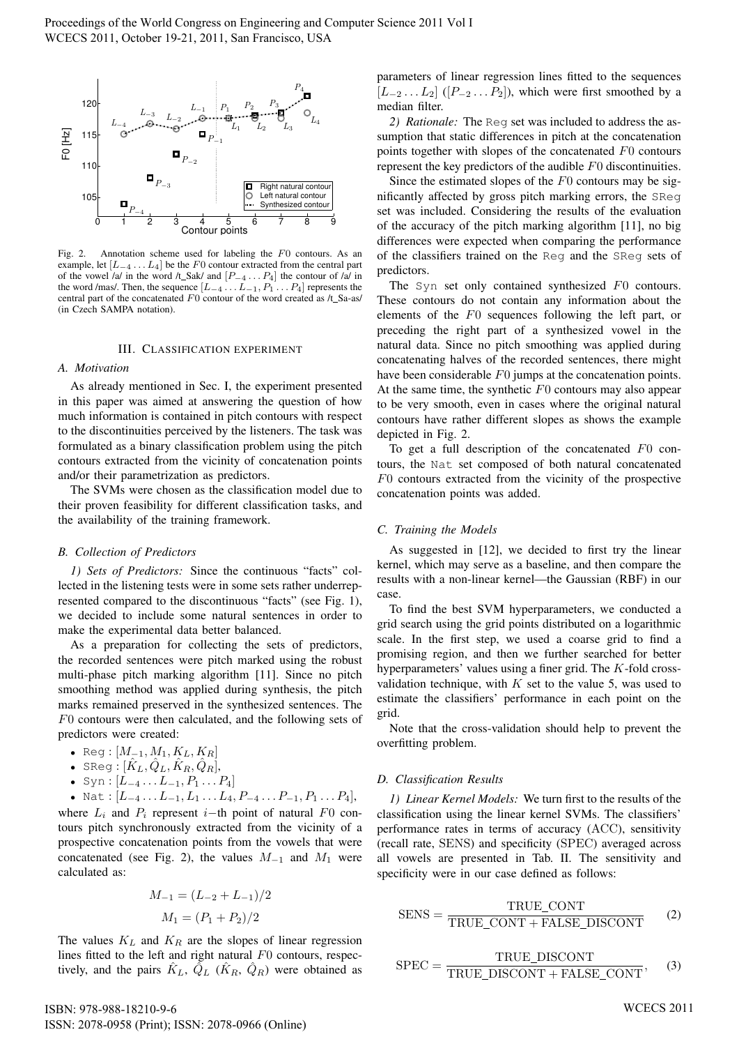Fig. 2. Annotation scheme used for labeling the $F0$ contours. As an example, let $[L_{-4} \dots L_4]$ be the $F0$ contour extracted from the central part of the vowel /a/ in the word /t_Sak/ and $[P_{-4} \dots P_4]$ the contour of /a/ in the word /mas/. Then, the sequence $[L_{-4} \dots L_{-1}, P_1 \dots P_4]$ represents the central part of the concatenated $F0$ contour of the word created as /t_Sa-as/ (in Czech SAMPA notation).

## III. Classification experiment

### A. Motivation

As already mentioned in Sec. I, the experiment presented in this paper was aimed at answering the question of how much information is contained in pitch contours with respect to the discontinuities perceived by the listeners. The task was formulated as a binary classification problem using the pitch contours extracted from the vicinity of concatenation points and/or their parametrization as predictors.

The SVMs were chosen as the classification model due to their proven feasibility for different classification tasks, and the availability of the training framework.

### B. Collection of Predictors

*1) Sets of Predictors:* Since the continuous "facts" collected in the listening tests were in some sets rather underrepresented compared to the discontinuous "facts" (see Fig. 1), we decided to include some natural sentences in order to make the experimental data better balanced.

As a preparation for collecting the sets of predictors, the recorded sentences were pitch marked using the robust multi-phase pitch marking algorithm [11]. Since no pitch smoothing method was applied during synthesis, the pitch marks remained preserved in the synthesized sentences. The $F0$ contours were then calculated, and the following sets of predictors were created:

- `Reg` : $[M_{-1}, M_1, K_L, K_R]$
- `SReg` : $[\hat{K}_L, \hat{Q}_L, \hat{K}_R, \hat{Q}_R]$,
- `Syn` : $[L_{-4} \dots L_{-1}, P_1 \dots P_4]$
- `Nat` : $[L_{-4} \dots L_{-1}, L_1 \dots L_4, P_{-4} \dots P_{-1}, P_1 \dots P_4]$,

where $L_i$ and $P_i$ represent $i-$th point of natural $F0$ contours pitch synchronously extracted from the vicinity of a prospective concatenation points from the vowels that were concatenated (see Fig. 2), the values $M_{-1}$ and $M_1$ were calculated as:

$$M_{-1} = (L_{-2} + L_{-1})/2$$

$$M_1 = (P_1 + P_2)/2$$

The values $K_L$ and $K_R$ are the slopes of linear regression lines fitted to the left and right natural $F0$ contours, respectively, and the pairs $\hat{K}_L$, $\hat{Q}_L$ ($\hat{K}_R$, $\hat{Q}_R$) were obtained as parameters of linear regression lines fitted to the sequences $[L_{-2} \dots L_2]$ ($[P_{-2} \dots P_2]$), which were first smoothed by a median filter.

*2) Rationale:* The `Reg` set was included to address the assumption that static differences in pitch at the concatenation points together with slopes of the concatenated $F0$ contours represent the key predictors of the audible $F0$ discontinuities.

Since the estimated slopes of the $F0$ contours may be significantly affected by gross pitch marking errors, the `SReg` set was included. Considering the results of the evaluation of the accuracy of the pitch marking algorithm [11], no big differences were expected when comparing the performance of the classifiers trained on the `Reg` and the `SReg` sets of predictors.

The `Syn` set only contained synthesized $F0$ contours. These contours do not contain any information about the elements of the $F0$ sequences following the left part, or preceding the right part of a synthesized vowel in the natural data. Since no pitch smoothing was applied during concatenating halves of the recorded sentences, there might have been considerable $F0$ jumps at the concatenation points. At the same time, the synthetic $F0$ contours may also appear to be very smooth, even in cases where the original natural contours have rather different slopes as shows the example depicted in Fig. 2.

To get a full description of the concatenated $F0$ contours, the `Nat` set composed of both natural concatenated $F0$ contours extracted from the vicinity of the prospective concatenation points was added.

### C. Training the Models

As suggested in [12], we decided to first try the linear kernel, which may serve as a baseline, and then compare the results with a non-linear kernel—the Gaussian (RBF) in our case.

To find the best SVM hyperparameters, we conducted a grid search using the grid points distributed on a logarithmic scale. In the first step, we used a coarse grid to find a promising region, and then we further searched for better hyperparameters' values using a finer grid. The $K$-fold cross-validation technique, with $K$ set to the value 5, was used to estimate the classifiers' performance in each point on the grid.

Note that the cross-validation should help to prevent the overfitting problem.

### D. Classification Results

*1) Linear Kernel Models:* We turn first to the results of the classification using the linear kernel SVMs. The classifiers' performance rates in terms of accuracy (ACC), sensitivity (recall rate, SENS) and specificity (SPEC) averaged across all vowels are presented in Tab. II. The sensitivity and specificity were in our case defined as follows:

$$\text{SENS} = \frac{\text{TRUE\_CONT}}{\text{TRUE\_CONT} + \text{FALSE\_DISCONT}} \qquad (2)$$

$$\text{SPEC} = \frac{\text{TRUE\_DISCONT}}{\text{TRUE\_DISCONT} + \text{FALSE\_CONT}}, \qquad (3)$$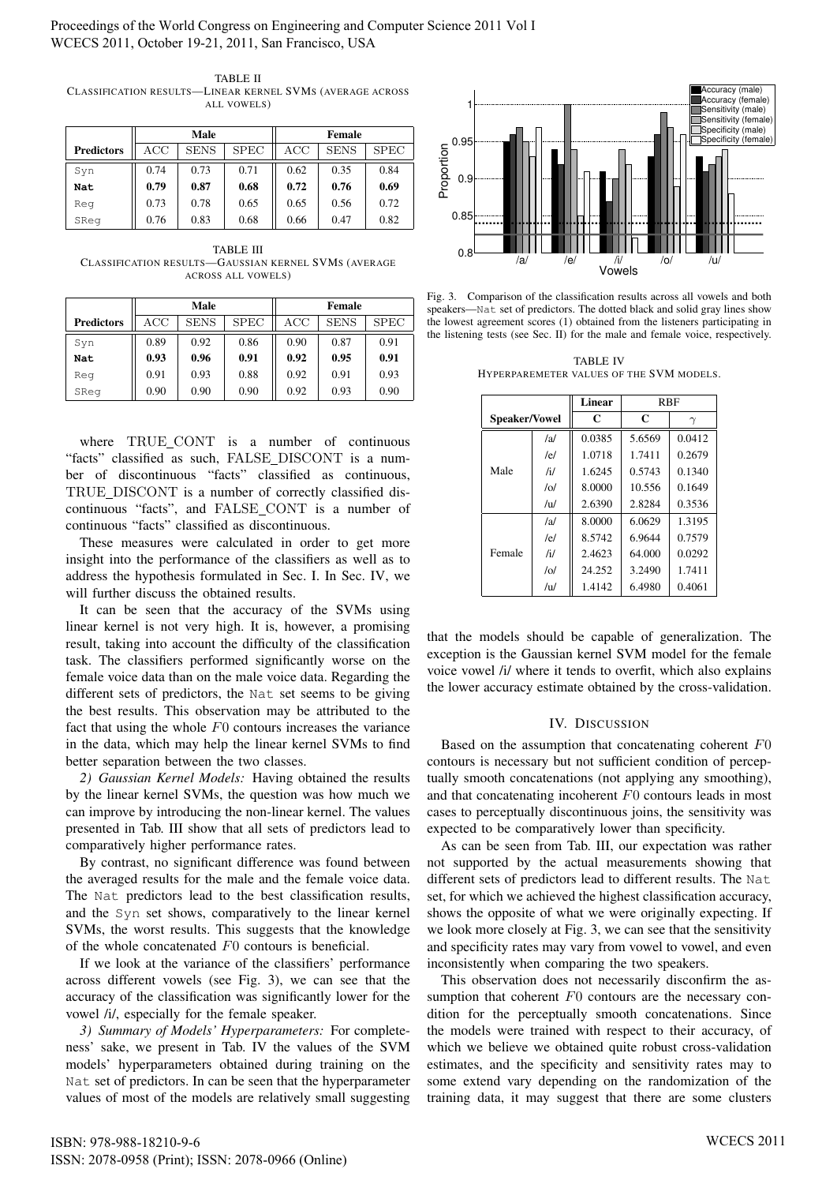TABLE II
CLASSIFICATION RESULTS—LINEAR KERNEL SVMS (AVERAGE ACROSS ALL VOWELS)

| Predictors | Male | | | Female | | |
|---|---|---|---|---|---|---|
| | ACC | SENS | SPEC | ACC | SENS | SPEC |
| Syn | 0.74 | 0.73 | 0.71 | 0.62 | 0.35 | 0.84 |
| **Nat** | **0.79** | **0.87** | **0.68** | **0.72** | **0.76** | **0.69** |
| Reg | 0.73 | 0.78 | 0.65 | 0.65 | 0.56 | 0.72 |
| SReg | 0.76 | 0.83 | 0.68 | 0.66 | 0.47 | 0.82 |

TABLE III
CLASSIFICATION RESULTS—GAUSSIAN KERNEL SVMS (AVERAGE ACROSS ALL VOWELS)

| Predictors | Male | | | Female | | |
|---|---|---|---|---|---|---|
| | ACC | SENS | SPEC | ACC | SENS | SPEC |
| Syn | 0.89 | 0.92 | 0.86 | 0.90 | 0.87 | 0.91 |
| **Nat** | **0.93** | **0.96** | **0.91** | **0.92** | **0.95** | **0.91** |
| Reg | 0.91 | 0.93 | 0.88 | 0.92 | 0.91 | 0.93 |
| SReg | 0.90 | 0.90 | 0.90 | 0.92 | 0.93 | 0.90 |

where TRUE_CONT is a number of continuous "facts" classified as such, FALSE_DISCONT is a number of discontinuous "facts" classified as continuous, TRUE_DISCONT is a number of correctly classified discontinuous "facts", and FALSE_CONT is a number of continuous "facts" classified as discontinuous.

These measures were calculated in order to get more insight into the performance of the classifiers as well as to address the hypothesis formulated in Sec. I. In Sec. IV, we will further discuss the obtained results.

It can be seen that the accuracy of the SVMs using linear kernel is not very high. It is, however, a promising result, taking into account the difficulty of the classification task. The classifiers performed significantly worse on the female voice data than on the male voice data. Regarding the different sets of predictors, the Nat set seems to be giving the best results. This observation may be attributed to the fact that using the whole $F0$ contours increases the variance in the data, which may help the linear kernel SVMs to find better separation between the two classes.

*2) Gaussian Kernel Models:* Having obtained the results by the linear kernel SVMs, the question was how much we can improve by introducing the non-linear kernel. The values presented in Tab. III show that all sets of predictors lead to comparatively higher performance rates.

By contrast, no significant difference was found between the averaged results for the male and the female voice data. The Nat predictors lead to the best classification results, and the Syn set shows, comparatively to the linear kernel SVMs, the worst results. This suggests that the knowledge of the whole concatenated $F0$ contours is beneficial.

If we look at the variance of the classifiers' performance across different vowels (see Fig. 3), we can see that the accuracy of the classification was significantly lower for the vowel /i/, especially for the female speaker.

*3) Summary of Models' Hyperparameters:* For completeness' sake, we present in Tab. IV the values of the SVM models' hyperparameters obtained during training on the Nat set of predictors. In can be seen that the hyperparameter values of most of the models are relatively small suggesting that the models should be capable of generalization. The exception is the Gaussian kernel SVM model for the female voice vowel /i/ where it tends to overfit, which also explains the lower accuracy estimate obtained by the cross-validation.

Fig. 3. Comparison of the classification results across all vowels and both speakers—Nat set of predictors. The dotted black and solid gray lines show the lowest agreement scores (1) obtained from the listeners participating in the listening tests (see Sec. II) for the male and female voice, respectively.

TABLE IV
HYPERPAREMETER VALUES OF THE SVM MODELS.

| Speaker/Vowel | | Linear | RBF | |
|---|---|---|---|---|
| | | C | C | $\gamma$ |
| Male | /a/ | 0.0385 | 5.6569 | 0.0412 |
| | /e/ | 1.0718 | 1.7411 | 0.2679 |
| | /i/ | 1.6245 | 0.5743 | 0.1340 |
| | /o/ | 8.0000 | 10.556 | 0.1649 |
| | /u/ | 2.6390 | 2.8284 | 0.3536 |
| Female | /a/ | 8.0000 | 6.0629 | 1.3195 |
| | /e/ | 8.5742 | 6.9644 | 0.7579 |
| | /i/ | 2.4623 | 64.000 | 0.0292 |
| | /o/ | 24.252 | 3.2490 | 1.7411 |
| | /u/ | 1.4142 | 6.4980 | 0.4061 |

## IV. DISCUSSION

Based on the assumption that concatenating coherent $F0$ contours is necessary but not sufficient condition of perceptually smooth concatenations (not applying any smoothing), and that concatenating incoherent $F0$ contours leads in most cases to perceptually discontinuous joins, the sensitivity was expected to be comparatively lower than specificity.

As can be seen from Tab. III, our expectation was rather not supported by the actual measurements showing that different sets of predictors lead to different results. The Nat set, for which we achieved the highest classification accuracy, shows the opposite of what we were originally expecting. If we look more closely at Fig. 3, we can see that the sensitivity and specificity rates may vary from vowel to vowel, and even inconsistently when comparing the two speakers.

This observation does not necessarily disconfirm the assumption that coherent $F0$ contours are the necessary condition for the perceptually smooth concatenations. Since the models were trained with respect to their accuracy, of which we believe we obtained quite robust cross-validation estimates, and the specificity and sensitivity rates may to some extend vary depending on the randomization of the training data, it may suggest that there are some clusters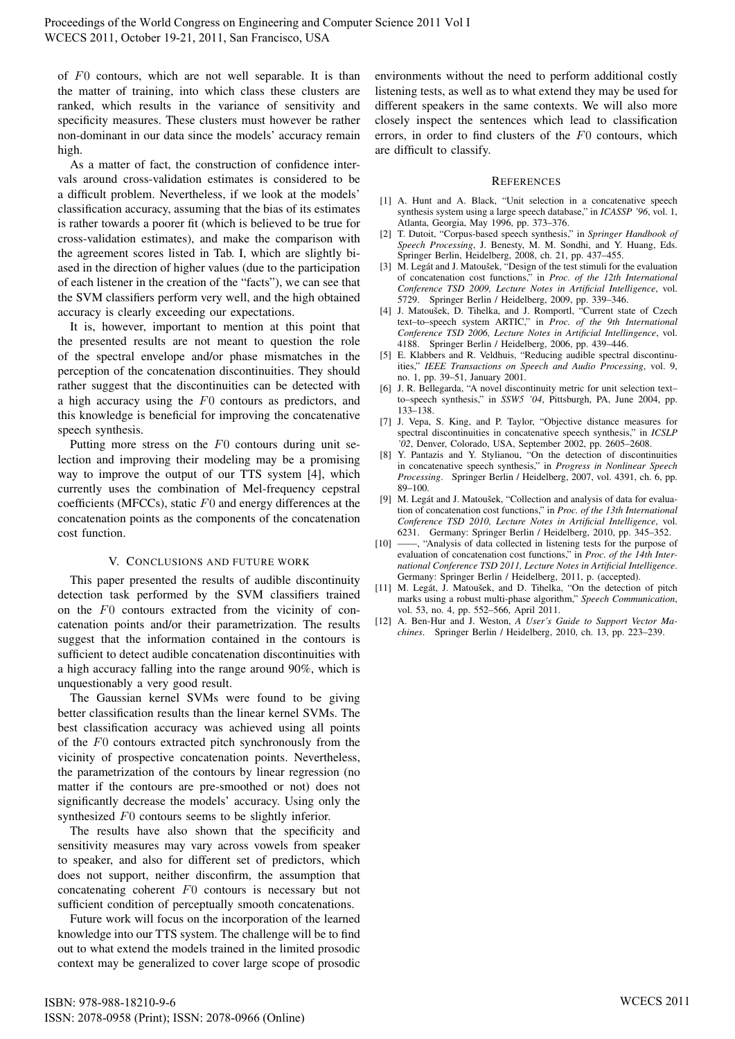of $F0$ contours, which are not well separable. It is than the matter of training, into which class these clusters are ranked, which results in the variance of sensitivity and specificity measures. These clusters must however be rather non-dominant in our data since the models' accuracy remain high.

As a matter of fact, the construction of confidence intervals around cross-validation estimates is considered to be a difficult problem. Nevertheless, if we look at the models' classification accuracy, assuming that the bias of its estimates is rather towards a poorer fit (which is believed to be true for cross-validation estimates), and make the comparison with the agreement scores listed in Tab. I, which are slightly biased in the direction of higher values (due to the participation of each listener in the creation of the "facts"), we can see that the SVM classifiers perform very well, and the high obtained accuracy is clearly exceeding our expectations.

It is, however, important to mention at this point that the presented results are not meant to question the role of the spectral envelope and/or phase mismatches in the perception of the concatenation discontinuities. They should rather suggest that the discontinuities can be detected with a high accuracy using the $F0$ contours as predictors, and this knowledge is beneficial for improving the concatenative speech synthesis.

Putting more stress on the $F0$ contours during unit selection and improving their modeling may be a promising way to improve the output of our TTS system [4], which currently uses the combination of Mel-frequency cepstral coefficients (MFCCs), static $F0$ and energy differences at the concatenation points as the components of the concatenation cost function.

## V. Conclusions and Future Work

This paper presented the results of audible discontinuity detection task performed by the SVM classifiers trained on the $F0$ contours extracted from the vicinity of concatenation points and/or their parametrization. The results suggest that the information contained in the contours is sufficient to detect audible concatenation discontinuities with a high accuracy falling into the range around 90%, which is unquestionably a very good result.

The Gaussian kernel SVMs were found to be giving better classification results than the linear kernel SVMs. The best classification accuracy was achieved using all points of the $F0$ contours extracted pitch synchronously from the vicinity of prospective concatenation points. Nevertheless, the parametrization of the contours by linear regression (no matter if the contours are pre-smoothed or not) does not significantly decrease the models' accuracy. Using only the synthesized $F0$ contours seems to be slightly inferior.

The results have also shown that the specificity and sensitivity measures may vary across vowels from speaker to speaker, and also for different set of predictors, which does not support, neither disconfirm, the assumption that concatenating coherent $F0$ contours is necessary but not sufficient condition of perceptually smooth concatenations.

Future work will focus on the incorporation of the learned knowledge into our TTS system. The challenge will be to find out to what extend the models trained in the limited prosodic context may be generalized to cover large scope of prosodic environments without the need to perform additional costly listening tests, as well as to what extend they may be used for different speakers in the same contexts. We will also more closely inspect the sentences which lead to classification errors, in order to find clusters of the $F0$ contours, which are difficult to classify.

## References

[1] A. Hunt and A. Black, "Unit selection in a concatenative speech synthesis system using a large speech database," in *ICASSP '96*, vol. 1, Atlanta, Georgia, May 1996, pp. 373–376.

[2] T. Dutoit, "Corpus-based speech synthesis," in *Springer Handbook of Speech Processing*, J. Benesty, M. M. Sondhi, and Y. Huang, Eds. Springer Berlin, Heidelberg, 2008, ch. 21, pp. 437–455.

[3] M. Legát and J. Matoušek, "Design of the test stimuli for the evaluation of concatenation cost functions," in *Proc. of the 12th International Conference TSD 2009, Lecture Notes in Artificial Intelligence*, vol. 5729. Springer Berlin / Heidelberg, 2009, pp. 339–346.

[4] J. Matoušek, D. Tihelka, and J. Romportl, "Current state of Czech text–to–speech system ARTIC," in *Proc. of the 9th International Conference TSD 2006, Lecture Notes in Artificial Intellingence*, vol. 4188. Springer Berlin / Heidelberg, 2006, pp. 439–446.

[5] E. Klabbers and R. Veldhuis, "Reducing audible spectral discontinuities," *IEEE Transactions on Speech and Audio Processing*, vol. 9, no. 1, pp. 39–51, January 2001.

[6] J. R. Bellegarda, "A novel discontinuity metric for unit selection text–to–speech synthesis," in *SSW5 '04*, Pittsburgh, PA, June 2004, pp. 133–138.

[7] J. Vepa, S. King, and P. Taylor, "Objective distance measures for spectral discontinuities in concatenative speech synthesis," in *ICSLP '02*, Denver, Colorado, USA, September 2002, pp. 2605–2608.

[8] Y. Pantazis and Y. Stylianou, "On the detection of discontinuities in concatenative speech synthesis," in *Progress in Nonlinear Speech Processing*. Springer Berlin / Heidelberg, 2007, vol. 4391, ch. 6, pp. 89–100.

[9] M. Legát and J. Matoušek, "Collection and analysis of data for evaluation of concatenation cost functions," in *Proc. of the 13th International Conference TSD 2010, Lecture Notes in Artificial Intelligence*, vol. 6231. Germany: Springer Berlin / Heidelberg, 2010, pp. 345–352.

[10] ——, "Analysis of data collected in listening tests for the purpose of evaluation of concatenation cost functions," in *Proc. of the 14th International Conference TSD 2011, Lecture Notes in Artificial Intelligence*. Germany: Springer Berlin / Heidelberg, 2011, p. (accepted).

[11] M. Legát, J. Matoušek, and D. Tihelka, "On the detection of pitch marks using a robust multi-phase algorithm," *Speech Communication*, vol. 53, no. 4, pp. 552–566, April 2011.

[12] A. Ben-Hur and J. Weston, *A User's Guide to Support Vector Machines*. Springer Berlin / Heidelberg, 2010, ch. 13, pp. 223–239.